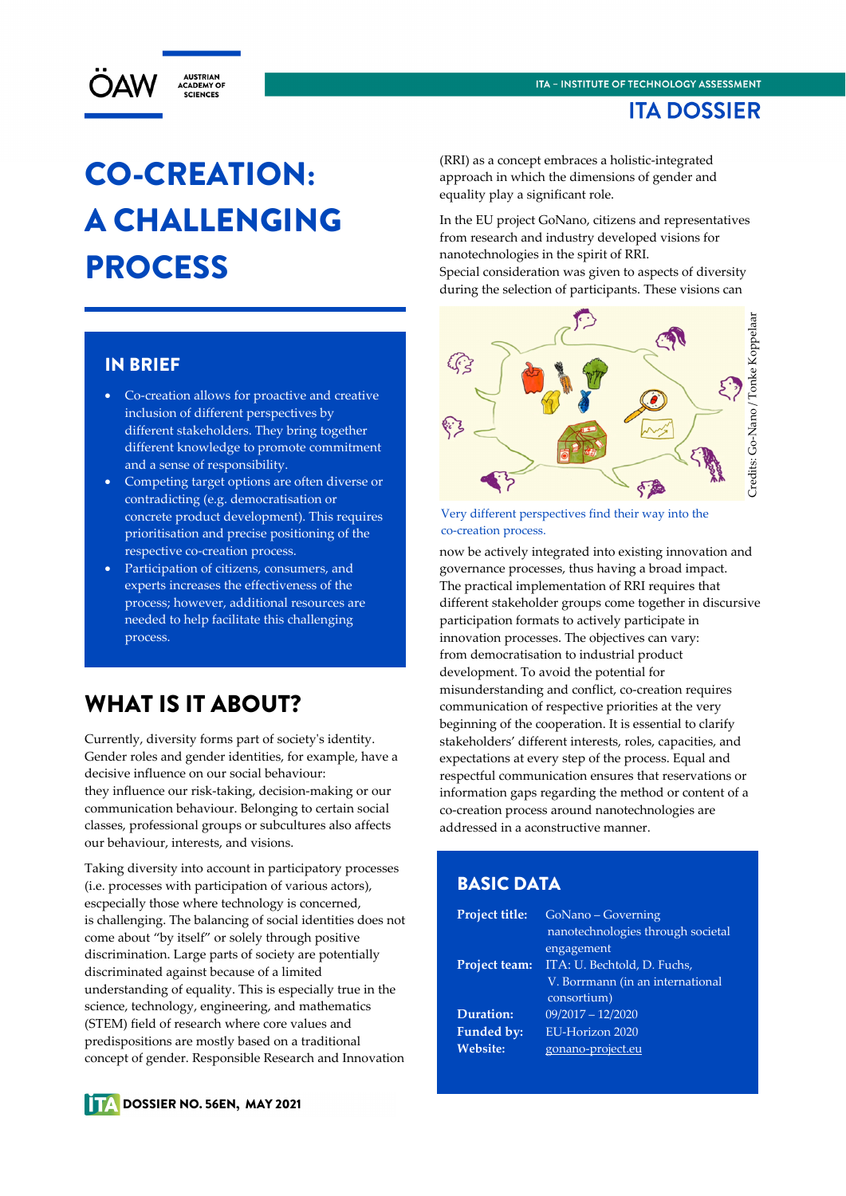# CO-CREATION: A CHALLENGING PROCESS

## IN BRIEF

- Co-creation allows for proactive and creative inclusion of different perspectives by different stakeholders. They bring together different knowledge to promote commitment and a sense of responsibility.
- Competing target options are often diverse or contradicting (e.g. democratisation or concrete product development). This requires prioritisation and precise positioning of the respective co-creation process.
- Participation of citizens, consumers, and experts increases the effectiveness of the process; however, additional resources are needed to help facilitate this challenging process.

## WHAT IS IT ABOUT?

Currently, diversity forms part of society's identity. Gender roles and gender identities, for example, have a decisive influence on our social behaviour: they influence our risk-taking, decision-making or our communication behaviour. Belonging to certain social classes, professional groups or subcultures also affects our behaviour, interests, and visions.

Taking diversity into account in participatory processes (i.e. processes with participation of various actors), escpecially those where technology is concerned, is challenging. The balancing of social identities does not come about "by itself" or solely through positive discrimination. Large parts of society are potentially discriminated against because of a limited understanding of equality. This is especially true in the science, technology, engineering, and mathematics (STEM) field of research where core values and predispositions are mostly based on a traditional concept of gender. Responsible Research and Innovation (RRI) as a concept embraces a holistic-integrated approach in which the dimensions of gender and equality play a significant role.

In the EU project GoNano, citizens and representatives from research and industry developed visions for nanotechnologies in the spirit of RRI.
Special consideration was given to aspects of diversity during the selection of participants. These visions can now be actively integrated into existing innovation and governance processes, thus having a broad impact.

Credits: Go-Nano / Tonke Koppelaar

Very different perspectives find their way into the co-creation process.

The practical implementation of RRI requires that different stakeholder groups come together in discursive participation formats to actively participate in innovation processes. The objectives can vary: from democratisation to industrial product development. To avoid the potential for misunderstanding and conflict, co-creation requires communication of respective priorities at the very beginning of the cooperation. It is essential to clarify stakeholders' different interests, roles, capacities, and expectations at every step of the process. Equal and respectful communication ensures that reservations or information gaps regarding the method or content of a co-creation process around nanotechnologies are addressed in a aconstructive manner.

## BASIC DATA

| | |
|---|---|
| **Project title:** | GoNano – Governing nanotechnologies through societal engagement |
| **Project team:** | ITA: U. Bechtold, D. Fuchs, V. Borrmann (in an international consortium) |
| **Duration:** | 09/2017 – 12/2020 |
| **Funded by:** | EU-Horizon 2020 |
| **Website:** | gonano-project.eu |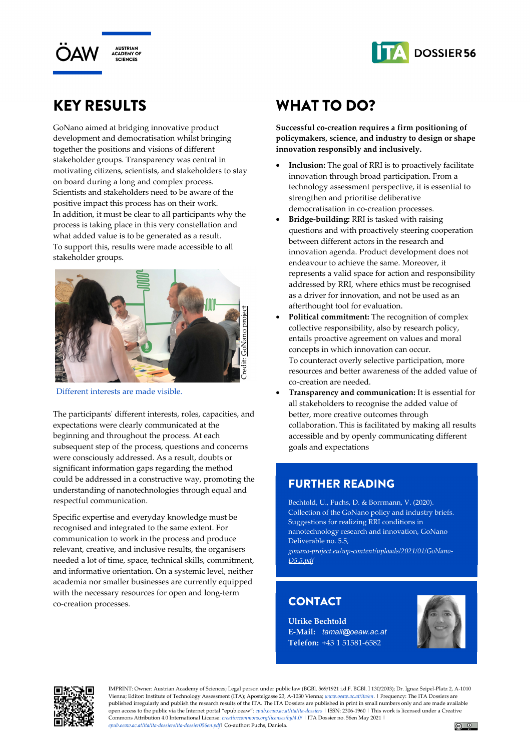## KEY RESULTS

GoNano aimed at bridging innovative product development and democratisation whilst bringing together the positions and visions of different stakeholder groups. Transparency was central in motivating citizens, scientists, and stakeholders to stay on board during a long and complex process. Scientists and stakeholders need to be aware of the positive impact this process has on their work. In addition, it must be clear to all participants why the process is taking place in this very constellation and what added value is to be generated as a result. To support this, results were made accessible to all stakeholder groups.

Credit: GoNano project

Different interests are made visible.

The participants' different interests, roles, capacities, and expectations were clearly communicated at the beginning and throughout the process. At each subsequent step of the process, questions and concerns were consciously addressed. As a result, doubts or significant information gaps regarding the method could be addressed in a constructive way, promoting the understanding of nanotechnologies through equal and respectful communication.

Specific expertise and everyday knowledge must be recognised and integrated to the same extent. For communication to work in the process and produce relevant, creative, and inclusive results, the organisers needed a lot of time, space, technical skills, commitment, and informative orientation. On a systemic level, neither academia nor smaller businesses are currently equipped with the necessary resources for open and long-term co-creation processes.

## WHAT TO DO?

**Successful co-creation requires a firm positioning of policymakers, science, and industry to design or shape innovation responsibly and inclusively.**

- **Inclusion:** The goal of RRI is to proactively facilitate innovation through broad participation. From a technology assessment perspective, it is essential to strengthen and prioritise deliberative democratisation in co-creation processes.
- **Bridge-building:** RRI is tasked with raising questions and with proactively steering cooperation between different actors in the research and innovation agenda. Product development does not endeavour to achieve the same. Moreover, it represents a valid space for action and responsibility addressed by RRI, where ethics must be recognised as a driver for innovation, and not be used as an afterthought tool for evaluation.
- **Political commitment:** The recognition of complex collective responsibility, also by research policy, entails proactive agreement on values and moral concepts in which innovation can occur.
  To counteract overly selective participation, more resources and better awareness of the added value of co-creation are needed.
- **Transparency and communication:** It is essential for all stakeholders to recognise the added value of better, more creative outcomes through collaboration. This is facilitated by making all results accessible and by openly communicating different goals and expectations

## FURTHER READING

Bechtold, U., Fuchs, D. & Borrmann, V. (2020). Collection of the GoNano policy and industry briefs. Suggestions for realizing RRI conditions in nanotechnology research and innovation, GoNano Deliverable no. 5.5, *gonano-project.eu/wp-content/uploads/2021/01/GoNano-D5.5.pdf*

## CONTACT

**Ulrike Bechtold**
**E-Mail:** *tamail@oeaw.ac.at*
**Telefon:** +43 1 51581-6582

IMPRINT: Owner: Austrian Academy of Sciences; Legal person under public law (BGBl. 569/1921 i.d.F. BGBl. I 130/2003); Dr. Ignaz Seipel-Platz 2, A-1010 Vienna; Editor: Institute of Technology Assessment (ITA); Apostelgasse 23, A-1030 Vienna; *www.oeaw.ac.at/ita/en*. | Frequency: The ITA Dossiers are published irregularly and publish the research results of the ITA. The ITA Dossiers are published in print in small numbers only and are made available open access to the public via the Internet portal "epub.oeaw": *epub.oeaw.ac.at/ita/ita-dossiers* | ISSN: 2306-1960 | This work is licensed under a Creative Commons Attribution 4.0 International License: *creativecommons.org/licenses/by/4.0/* | ITA Dossier no. 56en May 2021 | *epub.oeaw.ac.at/ita/ita-dossiers/ita-dossier056en.pdf* | Co-author: Fuchs, Daniela.